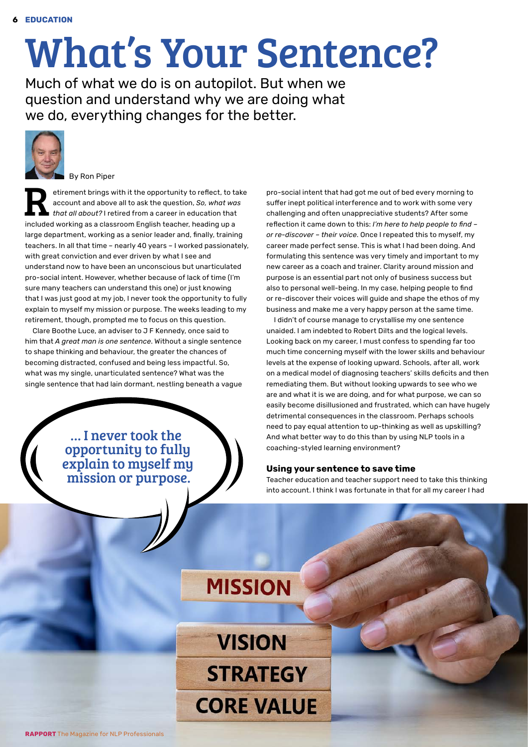# What's Your Sentence?

Much of what we do is on autopilot. But when we question and understand why we are doing what we do, everything changes for the better.

By Ron Piper

Retirement brings with it the opportunity to reflect, to take account and above all to ask the question, *So, what was that all about?* I retired from a career in education that included working as a classroom English teacher, heading up a large department, working as a senior leader and, finally, training teachers. In all that time – nearly 40 years – I worked passionately, with great conviction and ever driven by what I see and understand now to have been an unconscious but unarticulated pro-social intent. However, whether because of lack of time (I'm sure many teachers can understand this one) or just knowing that I was just good at my job, I never took the opportunity to fully explain to myself my mission or purpose. The weeks leading to my retirement, though, prompted me to focus on this question.

Clare Boothe Luce, an adviser to J F Kennedy, once said to him that *A great man is one sentence*. Without a single sentence to shape thinking and behaviour, the greater the chances of becoming distracted, confused and being less impactful. So, what was my single, unarticulated sentence? What was the single sentence that had lain dormant, nestling beneath a vague pro-social intent that had got me out of bed every morning to suffer inept political interference and to work with some very challenging and often unappreciative students? After some reflection it came down to this: *I'm here to help people to find – or re-discover – their voice*. Once I repeated this to myself, my career made perfect sense. This is what I had been doing. And formulating this sentence was very timely and important to my new career as a coach and trainer. Clarity around mission and purpose is an essential part not only of business success but also to personal well-being. In my case, helping people to find or re-discover their voices will guide and shape the ethos of my business and make me a very happy person at the same time.

> ... I never took the opportunity to fully explain to myself my mission or purpose.

I didn't of course manage to crystallise my one sentence unaided. I am indebted to Robert Dilts and the logical levels. Looking back on my career, I must confess to spending far too much time concerning myself with the lower skills and behaviour levels at the expense of looking upward. Schools, after all, work on a medical model of diagnosing teachers' skills deficits and then remediating them. But without looking upwards to see who we are and what it is we are doing, and for what purpose, we can so easily become disillusioned and frustrated, which can have hugely detrimental consequences in the classroom. Perhaps schools need to pay equal attention to up-thinking as well as upskilling? And what better way to do this than by using NLP tools in a coaching-styled learning environment?

### Using your sentence to save time

Teacher education and teacher support need to take this thinking into account. I think I was fortunate in that for all my career I had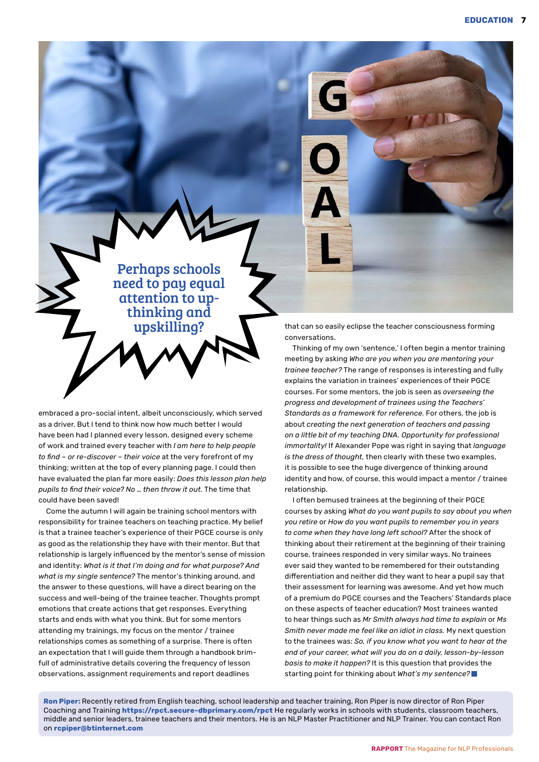**Perhaps schools need to pay equal attention to up-thinking and upskilling?**

embraced a pro-social intent, albeit unconsciously, which served as a driver. But I tend to think now how much better I would have been had I planned every lesson, designed every scheme of work and trained every teacher with *I am here to help people to find – or re-discover – their voice* at the very forefront of my thinking; written at the top of every planning page. I could then have evaluated the plan far more easily: *Does this lesson plan help pupils to find their voice? No … then throw it out.* The time that could have been saved!

Come the autumn I will again be training school mentors with responsibility for trainee teachers on teaching practice. My belief is that a trainee teacher's experience of their PGCE course is only as good as the relationship they have with their mentor. But that relationship is largely influenced by the mentor's sense of mission and identity: *What is it that I'm doing and for what purpose? And what is my single sentence?* The mentor's thinking around, and the answer to these questions, will have a direct bearing on the success and well-being of the trainee teacher. Thoughts prompt emotions that create actions that get responses. Everything starts and ends with what you think. But for some mentors attending my trainings, my focus on the mentor / trainee relationships comes as something of a surprise. There is often an expectation that I will guide them through a handbook brim-full of administrative details covering the frequency of lesson observations, assignment requirements and report deadlines that can so easily eclipse the teacher consciousness forming conversations.

Thinking of my own 'sentence,' I often begin a mentor training meeting by asking *Who are you when you are mentoring your trainee teacher?* The range of responses is interesting and fully explains the variation in trainees' experiences of their PGCE courses. For some mentors, the job is seen as *overseeing the progress and development of trainees using the Teachers' Standards as a framework for reference.* For others, the job is about *creating the next generation of teachers and passing on a little bit of my teaching DNA. Opportunity for professional immortality!* If Alexander Pope was right in saying that *language is the dress of thought,* then clearly with these two examples, it is possible to see the huge divergence of thinking around identity and how, of course, this would impact a mentor / trainee relationship.

I often bemused trainees at the beginning of their PGCE courses by asking *What do you want pupils to say about you when you retire* or *How do you want pupils to remember you in years to come when they have long left school?* After the shock of thinking about their retirement at the beginning of their training course, trainees responded in very similar ways. No trainees ever said they wanted to be remembered for their outstanding differentiation and neither did they want to hear a pupil say that their assessment for learning was awesome. And yet how much of a premium do PGCE courses and the Teachers' Standards place on these aspects of teacher education? Most trainees wanted to hear things such as *Mr Smith always had time to explain* or *Ms Smith never made me feel like an idiot in class.* My next question to the trainees was: *So, if you know what you want to hear at the end of your career, what will you do on a daily, lesson-by-lesson basis to make it happen?* It is this question that provides the starting point for thinking about *What's my sentence?*

**Ron Piper:** Recently retired from English teaching, school leadership and teacher training, Ron Piper is now director of Ron Piper Coaching and Training **https://rpct.secure-dbprimary.com/rpct** He regularly works in schools with students, classroom teachers, middle and senior leaders, trainee teachers and their mentors. He is an NLP Master Practitioner and NLP Trainer. You can contact Ron on **rcpiper@btinternet.com**